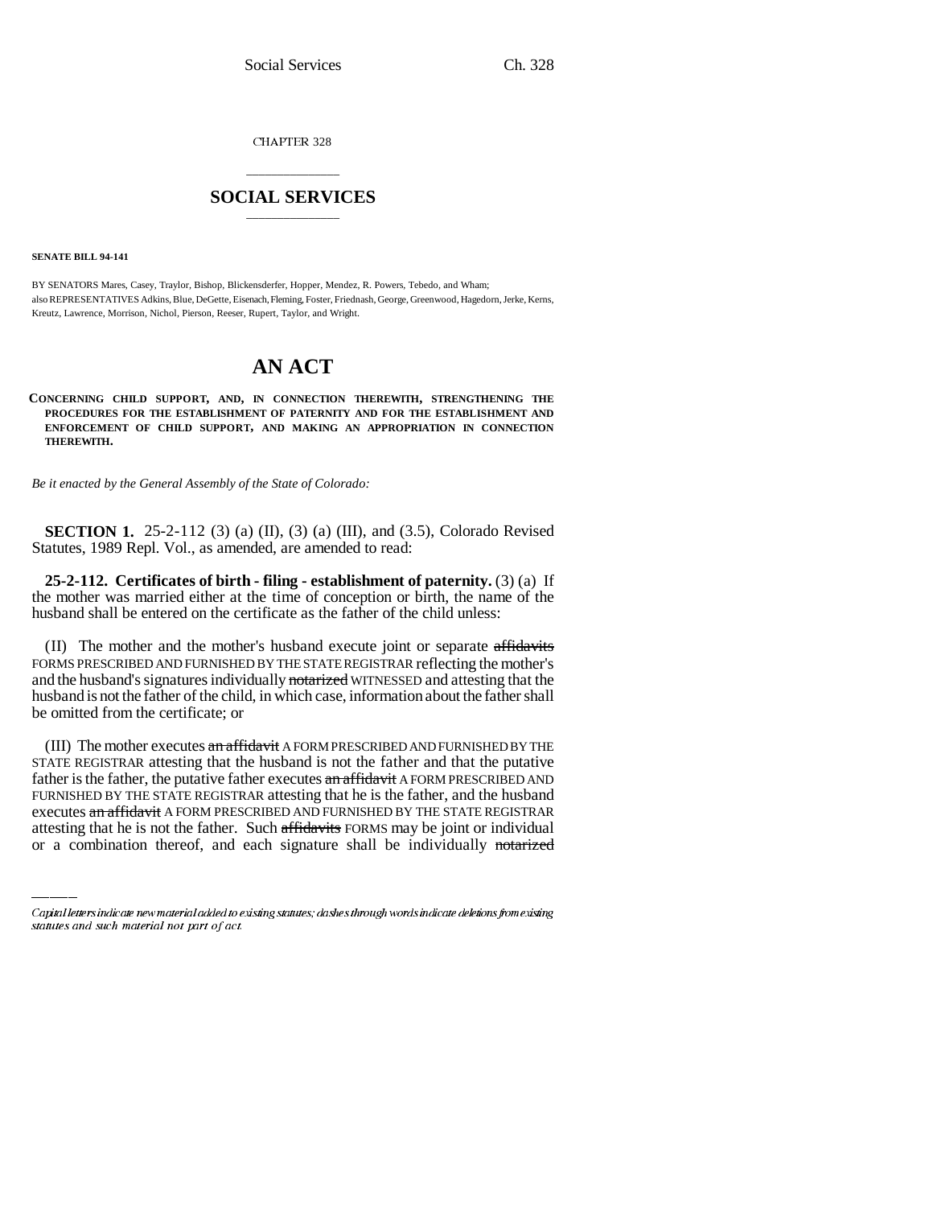CHAPTER 328

## SOCIAL SERVICES

**SENATE BILL 94-141**

BY SENATORS Mares, Casey, Traylor, Bishop, Blickensderfer, Hopper, Mendez, R. Powers, Tebedo, and Wham;
also REPRESENTATIVES Adkins, Blue, DeGette, Eisenach, Fleming, Foster, Friednash, George, Greenwood, Hagedorn, Jerke, Kerns, Kreutz, Lawrence, Morrison, Nichol, Pierson, Reeser, Rupert, Taylor, and Wright.

# AN ACT

**CONCERNING CHILD SUPPORT, AND, IN CONNECTION THEREWITH, STRENGTHENING THE PROCEDURES FOR THE ESTABLISHMENT OF PATERNITY AND FOR THE ESTABLISHMENT AND ENFORCEMENT OF CHILD SUPPORT, AND MAKING AN APPROPRIATION IN CONNECTION THEREWITH.**

*Be it enacted by the General Assembly of the State of Colorado:*

**SECTION 1.** 25-2-112 (3) (a) (II), (3) (a) (III), and (3.5), Colorado Revised Statutes, 1989 Repl. Vol., as amended, are amended to read:

**25-2-112. Certificates of birth - filing - establishment of paternity.** (3) (a) If the mother was married either at the time of conception or birth, the name of the husband shall be entered on the certificate as the father of the child unless:

(II) The mother and the mother's husband execute joint or separate ~~affidavits~~ FORMS PRESCRIBED AND FURNISHED BY THE STATE REGISTRAR reflecting the mother's and the husband's signatures individually ~~notarized~~ WITNESSED and attesting that the husband is not the father of the child, in which case, information about the father shall be omitted from the certificate; or

(III) The mother executes ~~an affidavit~~ A FORM PRESCRIBED AND FURNISHED BY THE STATE REGISTRAR attesting that the husband is not the father and that the putative father is the father, the putative father executes ~~an affidavit~~ A FORM PRESCRIBED AND FURNISHED BY THE STATE REGISTRAR attesting that he is the father, and the husband executes ~~an affidavit~~ A FORM PRESCRIBED AND FURNISHED BY THE STATE REGISTRAR attesting that he is not the father. Such ~~affidavits~~ FORMS may be joint or individual or a combination thereof, and each signature shall be individually ~~notarized~~

*Capital letters indicate new material added to existing statutes; dashes through words indicate deletions from existing statutes and such material not part of act.*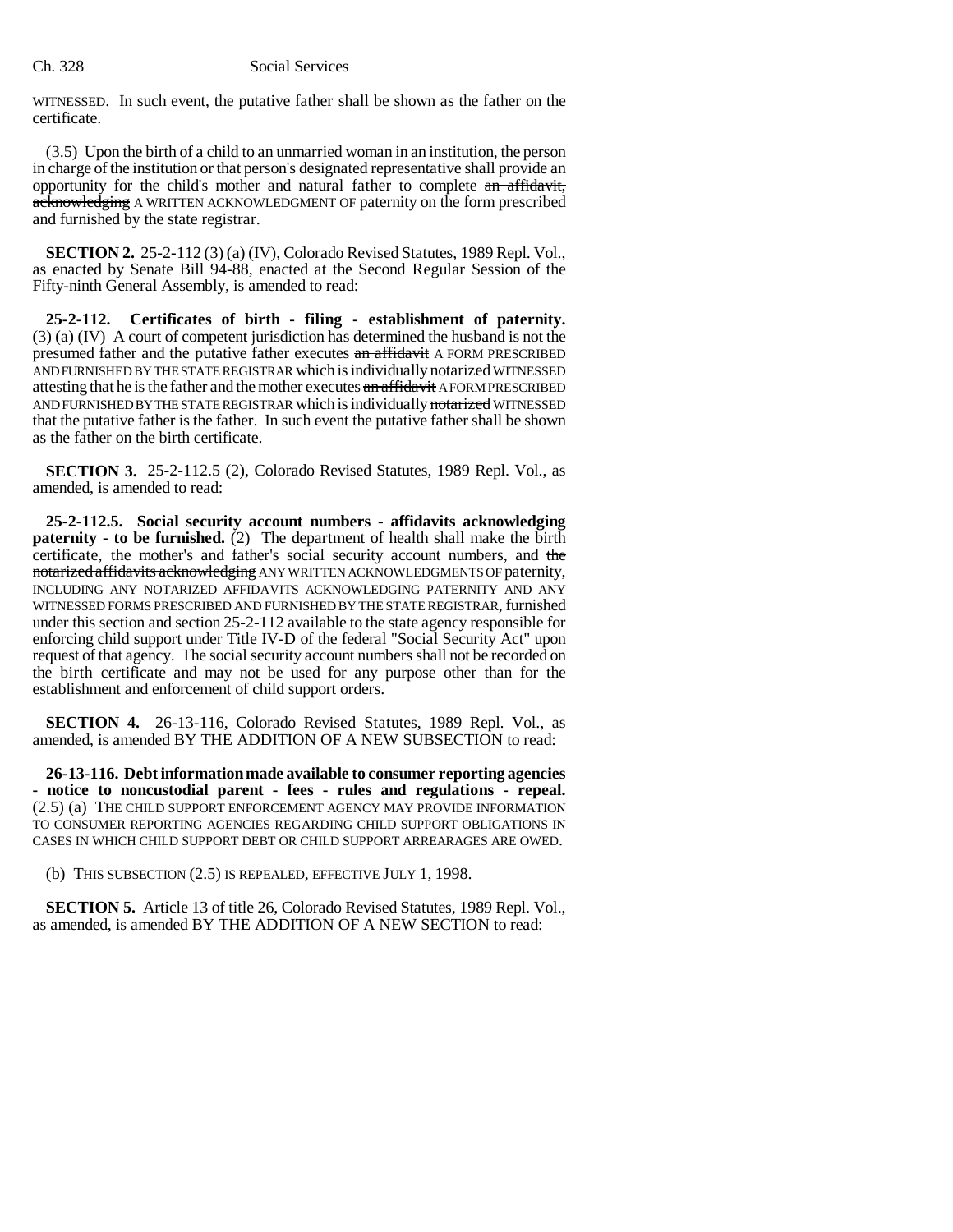WITNESSED. In such event, the putative father shall be shown as the father on the certificate.

(3.5) Upon the birth of a child to an unmarried woman in an institution, the person in charge of the institution or that person's designated representative shall provide an opportunity for the child's mother and natural father to complete ~~an affidavit, acknowledging~~ A WRITTEN ACKNOWLEDGMENT OF paternity on the form prescribed and furnished by the state registrar.

**SECTION 2.** 25-2-112 (3) (a) (IV), Colorado Revised Statutes, 1989 Repl. Vol., as enacted by Senate Bill 94-88, enacted at the Second Regular Session of the Fifty-ninth General Assembly, is amended to read:

**25-2-112. Certificates of birth - filing - establishment of paternity.** (3) (a) (IV) A court of competent jurisdiction has determined the husband is not the presumed father and the putative father executes ~~an affidavit~~ A FORM PRESCRIBED AND FURNISHED BY THE STATE REGISTRAR which is individually ~~notarized~~ WITNESSED attesting that he is the father and the mother executes ~~an affidavit~~ A FORM PRESCRIBED AND FURNISHED BY THE STATE REGISTRAR which is individually ~~notarized~~ WITNESSED that the putative father is the father. In such event the putative father shall be shown as the father on the birth certificate.

**SECTION 3.** 25-2-112.5 (2), Colorado Revised Statutes, 1989 Repl. Vol., as amended, is amended to read:

**25-2-112.5. Social security account numbers - affidavits acknowledging paternity - to be furnished.** (2) The department of health shall make the birth certificate, the mother's and father's social security account numbers, and ~~the notarized affidavits acknowledging~~ ANY WRITTEN ACKNOWLEDGMENTS OF paternity, INCLUDING ANY NOTARIZED AFFIDAVITS ACKNOWLEDGING PATERNITY AND ANY WITNESSED FORMS PRESCRIBED AND FURNISHED BY THE STATE REGISTRAR, furnished under this section and section 25-2-112 available to the state agency responsible for enforcing child support under Title IV-D of the federal "Social Security Act" upon request of that agency. The social security account numbers shall not be recorded on the birth certificate and may not be used for any purpose other than for the establishment and enforcement of child support orders.

**SECTION 4.** 26-13-116, Colorado Revised Statutes, 1989 Repl. Vol., as amended, is amended BY THE ADDITION OF A NEW SUBSECTION to read:

**26-13-116. Debt information made available to consumer reporting agencies - notice to noncustodial parent - fees - rules and regulations - repeal.** (2.5) (a) THE CHILD SUPPORT ENFORCEMENT AGENCY MAY PROVIDE INFORMATION TO CONSUMER REPORTING AGENCIES REGARDING CHILD SUPPORT OBLIGATIONS IN CASES IN WHICH CHILD SUPPORT DEBT OR CHILD SUPPORT ARREARAGES ARE OWED.

(b) THIS SUBSECTION (2.5) IS REPEALED, EFFECTIVE JULY 1, 1998.

**SECTION 5.** Article 13 of title 26, Colorado Revised Statutes, 1989 Repl. Vol., as amended, is amended BY THE ADDITION OF A NEW SECTION to read: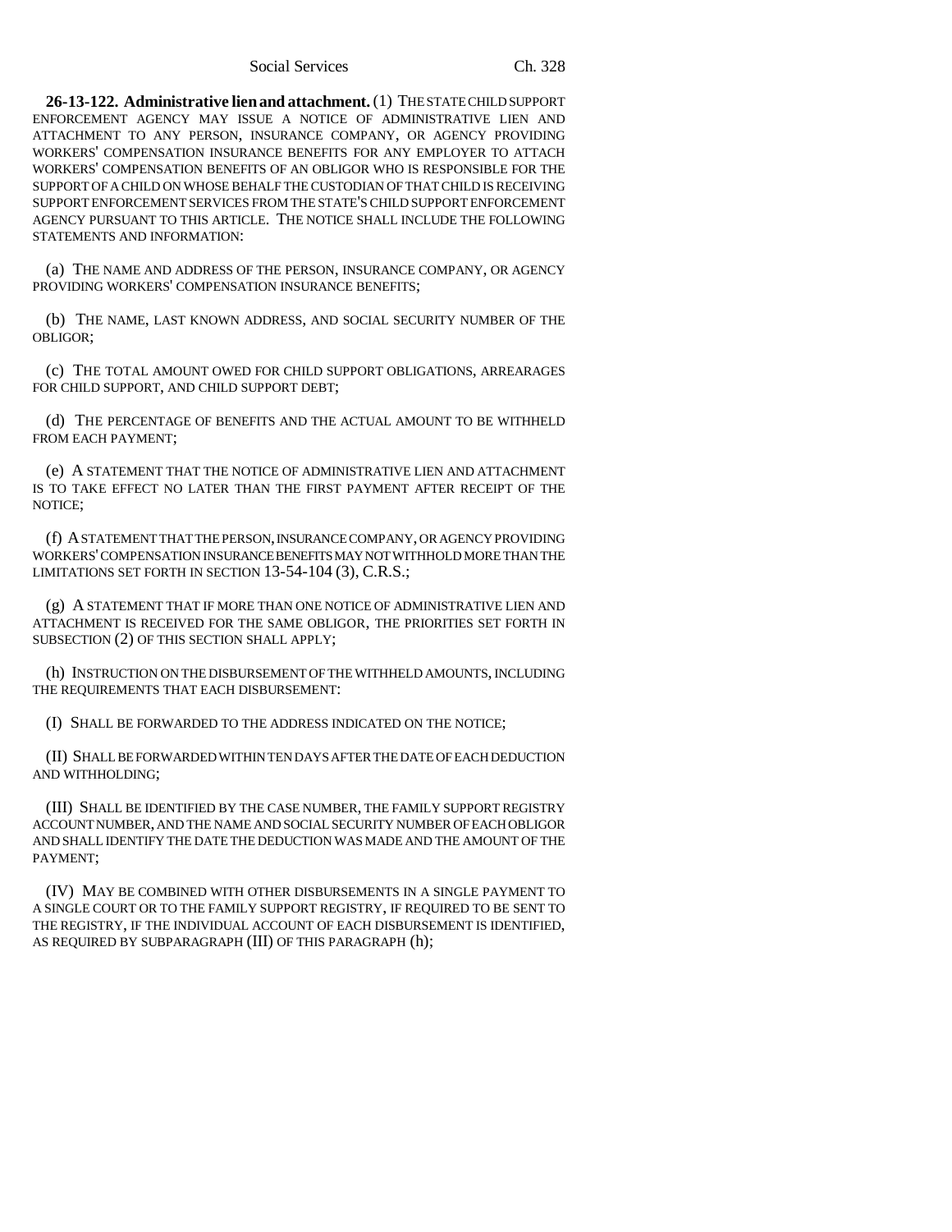**26-13-122. Administrative lien and attachment.** (1) THE STATE CHILD SUPPORT ENFORCEMENT AGENCY MAY ISSUE A NOTICE OF ADMINISTRATIVE LIEN AND ATTACHMENT TO ANY PERSON, INSURANCE COMPANY, OR AGENCY PROVIDING WORKERS' COMPENSATION INSURANCE BENEFITS FOR ANY EMPLOYER TO ATTACH WORKERS' COMPENSATION BENEFITS OF AN OBLIGOR WHO IS RESPONSIBLE FOR THE SUPPORT OF A CHILD ON WHOSE BEHALF THE CUSTODIAN OF THAT CHILD IS RECEIVING SUPPORT ENFORCEMENT SERVICES FROM THE STATE'S CHILD SUPPORT ENFORCEMENT AGENCY PURSUANT TO THIS ARTICLE. THE NOTICE SHALL INCLUDE THE FOLLOWING STATEMENTS AND INFORMATION:

(a) THE NAME AND ADDRESS OF THE PERSON, INSURANCE COMPANY, OR AGENCY PROVIDING WORKERS' COMPENSATION INSURANCE BENEFITS;

(b) THE NAME, LAST KNOWN ADDRESS, AND SOCIAL SECURITY NUMBER OF THE OBLIGOR;

(c) THE TOTAL AMOUNT OWED FOR CHILD SUPPORT OBLIGATIONS, ARREARAGES FOR CHILD SUPPORT, AND CHILD SUPPORT DEBT;

(d) THE PERCENTAGE OF BENEFITS AND THE ACTUAL AMOUNT TO BE WITHHELD FROM EACH PAYMENT;

(e) A STATEMENT THAT THE NOTICE OF ADMINISTRATIVE LIEN AND ATTACHMENT IS TO TAKE EFFECT NO LATER THAN THE FIRST PAYMENT AFTER RECEIPT OF THE NOTICE;

(f) A STATEMENT THAT THE PERSON, INSURANCE COMPANY, OR AGENCY PROVIDING WORKERS' COMPENSATION INSURANCE BENEFITS MAY NOT WITHHOLD MORE THAN THE LIMITATIONS SET FORTH IN SECTION 13-54-104 (3), C.R.S.;

(g) A STATEMENT THAT IF MORE THAN ONE NOTICE OF ADMINISTRATIVE LIEN AND ATTACHMENT IS RECEIVED FOR THE SAME OBLIGOR, THE PRIORITIES SET FORTH IN SUBSECTION (2) OF THIS SECTION SHALL APPLY;

(h) INSTRUCTION ON THE DISBURSEMENT OF THE WITHHELD AMOUNTS, INCLUDING THE REQUIREMENTS THAT EACH DISBURSEMENT:

(I) SHALL BE FORWARDED TO THE ADDRESS INDICATED ON THE NOTICE;

(II) SHALL BE FORWARDED WITHIN TEN DAYS AFTER THE DATE OF EACH DEDUCTION AND WITHHOLDING;

(III) SHALL BE IDENTIFIED BY THE CASE NUMBER, THE FAMILY SUPPORT REGISTRY ACCOUNT NUMBER, AND THE NAME AND SOCIAL SECURITY NUMBER OF EACH OBLIGOR AND SHALL IDENTIFY THE DATE THE DEDUCTION WAS MADE AND THE AMOUNT OF THE PAYMENT;

(IV) MAY BE COMBINED WITH OTHER DISBURSEMENTS IN A SINGLE PAYMENT TO A SINGLE COURT OR TO THE FAMILY SUPPORT REGISTRY, IF REQUIRED TO BE SENT TO THE REGISTRY, IF THE INDIVIDUAL ACCOUNT OF EACH DISBURSEMENT IS IDENTIFIED, AS REQUIRED BY SUBPARAGRAPH (III) OF THIS PARAGRAPH (h);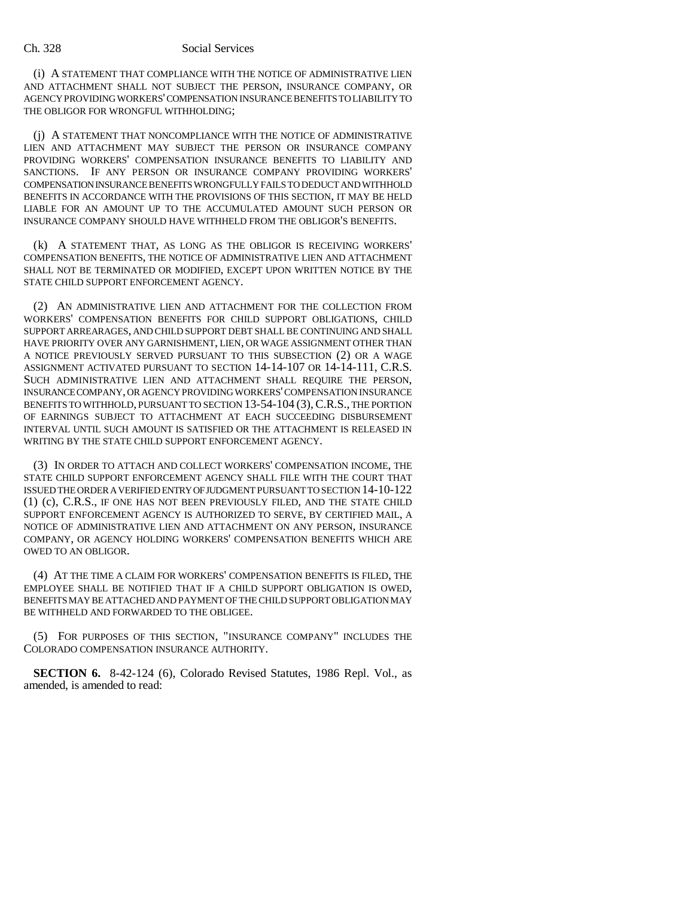(i) A STATEMENT THAT COMPLIANCE WITH THE NOTICE OF ADMINISTRATIVE LIEN AND ATTACHMENT SHALL NOT SUBJECT THE PERSON, INSURANCE COMPANY, OR AGENCY PROVIDING WORKERS' COMPENSATION INSURANCE BENEFITS TO LIABILITY TO THE OBLIGOR FOR WRONGFUL WITHHOLDING;

(j) A STATEMENT THAT NONCOMPLIANCE WITH THE NOTICE OF ADMINISTRATIVE LIEN AND ATTACHMENT MAY SUBJECT THE PERSON OR INSURANCE COMPANY PROVIDING WORKERS' COMPENSATION INSURANCE BENEFITS TO LIABILITY AND SANCTIONS. IF ANY PERSON OR INSURANCE COMPANY PROVIDING WORKERS' COMPENSATION INSURANCE BENEFITS WRONGFULLY FAILS TO DEDUCT AND WITHHOLD BENEFITS IN ACCORDANCE WITH THE PROVISIONS OF THIS SECTION, IT MAY BE HELD LIABLE FOR AN AMOUNT UP TO THE ACCUMULATED AMOUNT SUCH PERSON OR INSURANCE COMPANY SHOULD HAVE WITHHELD FROM THE OBLIGOR'S BENEFITS.

(k) A STATEMENT THAT, AS LONG AS THE OBLIGOR IS RECEIVING WORKERS' COMPENSATION BENEFITS, THE NOTICE OF ADMINISTRATIVE LIEN AND ATTACHMENT SHALL NOT BE TERMINATED OR MODIFIED, EXCEPT UPON WRITTEN NOTICE BY THE STATE CHILD SUPPORT ENFORCEMENT AGENCY.

(2) AN ADMINISTRATIVE LIEN AND ATTACHMENT FOR THE COLLECTION FROM WORKERS' COMPENSATION BENEFITS FOR CHILD SUPPORT OBLIGATIONS, CHILD SUPPORT ARREARAGES, AND CHILD SUPPORT DEBT SHALL BE CONTINUING AND SHALL HAVE PRIORITY OVER ANY GARNISHMENT, LIEN, OR WAGE ASSIGNMENT OTHER THAN A NOTICE PREVIOUSLY SERVED PURSUANT TO THIS SUBSECTION (2) OR A WAGE ASSIGNMENT ACTIVATED PURSUANT TO SECTION 14-14-107 OR 14-14-111, C.R.S. SUCH ADMINISTRATIVE LIEN AND ATTACHMENT SHALL REQUIRE THE PERSON, INSURANCE COMPANY, OR AGENCY PROVIDING WORKERS' COMPENSATION INSURANCE BENEFITS TO WITHHOLD, PURSUANT TO SECTION 13-54-104 (3), C.R.S., THE PORTION OF EARNINGS SUBJECT TO ATTACHMENT AT EACH SUCCEEDING DISBURSEMENT INTERVAL UNTIL SUCH AMOUNT IS SATISFIED OR THE ATTACHMENT IS RELEASED IN WRITING BY THE STATE CHILD SUPPORT ENFORCEMENT AGENCY.

(3) IN ORDER TO ATTACH AND COLLECT WORKERS' COMPENSATION INCOME, THE STATE CHILD SUPPORT ENFORCEMENT AGENCY SHALL FILE WITH THE COURT THAT ISSUED THE ORDER A VERIFIED ENTRY OF JUDGMENT PURSUANT TO SECTION 14-10-122 (1) (c), C.R.S., IF ONE HAS NOT BEEN PREVIOUSLY FILED, AND THE STATE CHILD SUPPORT ENFORCEMENT AGENCY IS AUTHORIZED TO SERVE, BY CERTIFIED MAIL, A NOTICE OF ADMINISTRATIVE LIEN AND ATTACHMENT ON ANY PERSON, INSURANCE COMPANY, OR AGENCY HOLDING WORKERS' COMPENSATION BENEFITS WHICH ARE OWED TO AN OBLIGOR.

(4) AT THE TIME A CLAIM FOR WORKERS' COMPENSATION BENEFITS IS FILED, THE EMPLOYEE SHALL BE NOTIFIED THAT IF A CHILD SUPPORT OBLIGATION IS OWED, BENEFITS MAY BE ATTACHED AND PAYMENT OF THE CHILD SUPPORT OBLIGATION MAY BE WITHHELD AND FORWARDED TO THE OBLIGEE.

(5) FOR PURPOSES OF THIS SECTION, "INSURANCE COMPANY" INCLUDES THE COLORADO COMPENSATION INSURANCE AUTHORITY.

**SECTION 6.** 8-42-124 (6), Colorado Revised Statutes, 1986 Repl. Vol., as amended, is amended to read: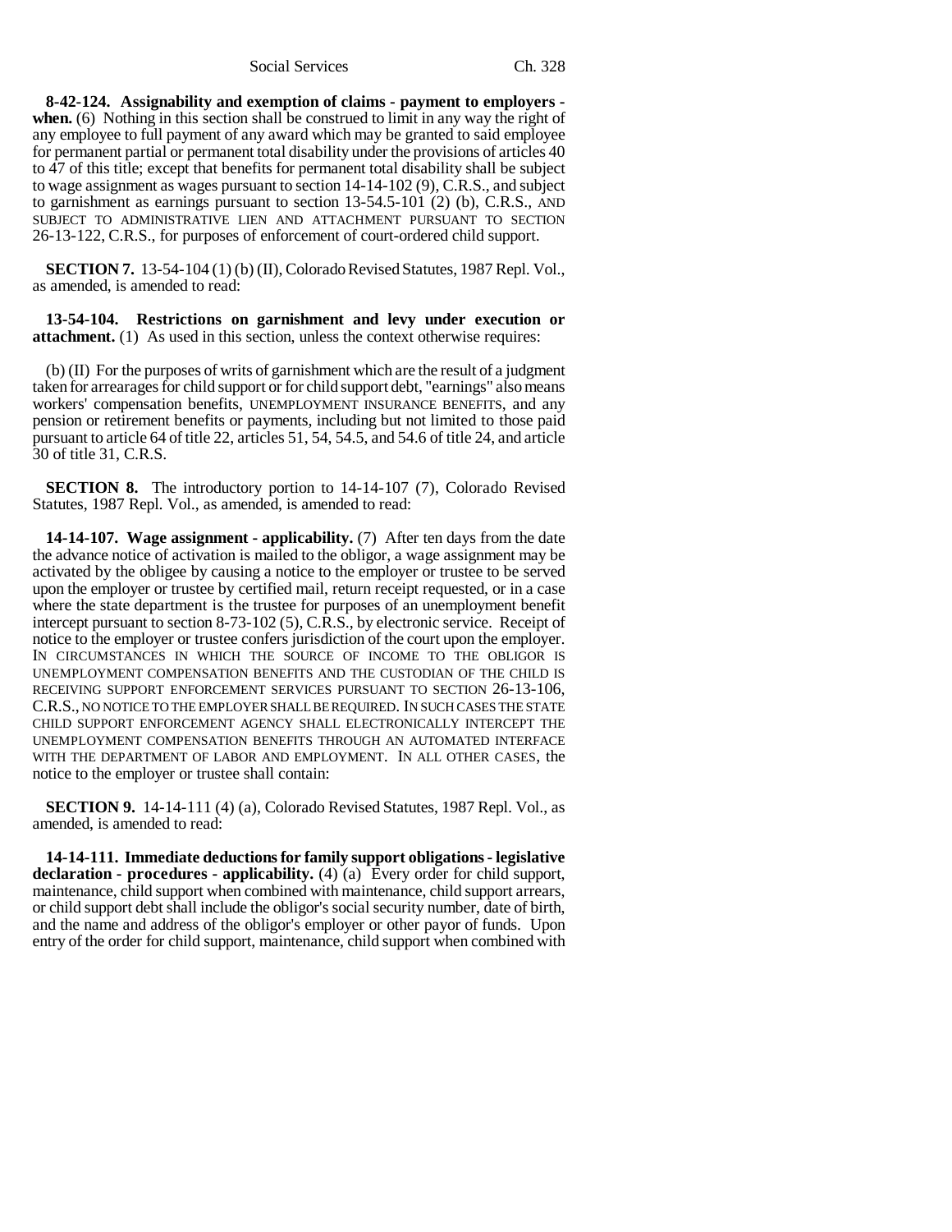**8-42-124. Assignability and exemption of claims - payment to employers - when.** (6) Nothing in this section shall be construed to limit in any way the right of any employee to full payment of any award which may be granted to said employee for permanent partial or permanent total disability under the provisions of articles 40 to 47 of this title; except that benefits for permanent total disability shall be subject to wage assignment as wages pursuant to section 14-14-102 (9), C.R.S., and subject to garnishment as earnings pursuant to section 13-54.5-101 (2) (b), C.R.S., AND SUBJECT TO ADMINISTRATIVE LIEN AND ATTACHMENT PURSUANT TO SECTION 26-13-122, C.R.S., for purposes of enforcement of court-ordered child support.

**SECTION 7.** 13-54-104 (1) (b) (II), Colorado Revised Statutes, 1987 Repl. Vol., as amended, is amended to read:

**13-54-104. Restrictions on garnishment and levy under execution or attachment.** (1) As used in this section, unless the context otherwise requires:

(b) (II) For the purposes of writs of garnishment which are the result of a judgment taken for arrearages for child support or for child support debt, "earnings" also means workers' compensation benefits, UNEMPLOYMENT INSURANCE BENEFITS, and any pension or retirement benefits or payments, including but not limited to those paid pursuant to article 64 of title 22, articles 51, 54, 54.5, and 54.6 of title 24, and article 30 of title 31, C.R.S.

**SECTION 8.** The introductory portion to 14-14-107 (7), Colorado Revised Statutes, 1987 Repl. Vol., as amended, is amended to read:

**14-14-107. Wage assignment - applicability.** (7) After ten days from the date the advance notice of activation is mailed to the obligor, a wage assignment may be activated by the obligee by causing a notice to the employer or trustee to be served upon the employer or trustee by certified mail, return receipt requested, or in a case where the state department is the trustee for purposes of an unemployment benefit intercept pursuant to section 8-73-102 (5), C.R.S., by electronic service. Receipt of notice to the employer or trustee confers jurisdiction of the court upon the employer. IN CIRCUMSTANCES IN WHICH THE SOURCE OF INCOME TO THE OBLIGOR IS UNEMPLOYMENT COMPENSATION BENEFITS AND THE CUSTODIAN OF THE CHILD IS RECEIVING SUPPORT ENFORCEMENT SERVICES PURSUANT TO SECTION 26-13-106, C.R.S., NO NOTICE TO THE EMPLOYER SHALL BE REQUIRED. IN SUCH CASES THE STATE CHILD SUPPORT ENFORCEMENT AGENCY SHALL ELECTRONICALLY INTERCEPT THE UNEMPLOYMENT COMPENSATION BENEFITS THROUGH AN AUTOMATED INTERFACE WITH THE DEPARTMENT OF LABOR AND EMPLOYMENT. IN ALL OTHER CASES, the notice to the employer or trustee shall contain:

**SECTION 9.** 14-14-111 (4) (a), Colorado Revised Statutes, 1987 Repl. Vol., as amended, is amended to read:

**14-14-111. Immediate deductions for family support obligations - legislative declaration - procedures - applicability.** (4) (a) Every order for child support, maintenance, child support when combined with maintenance, child support arrears, or child support debt shall include the obligor's social security number, date of birth, and the name and address of the obligor's employer or other payor of funds. Upon entry of the order for child support, maintenance, child support when combined with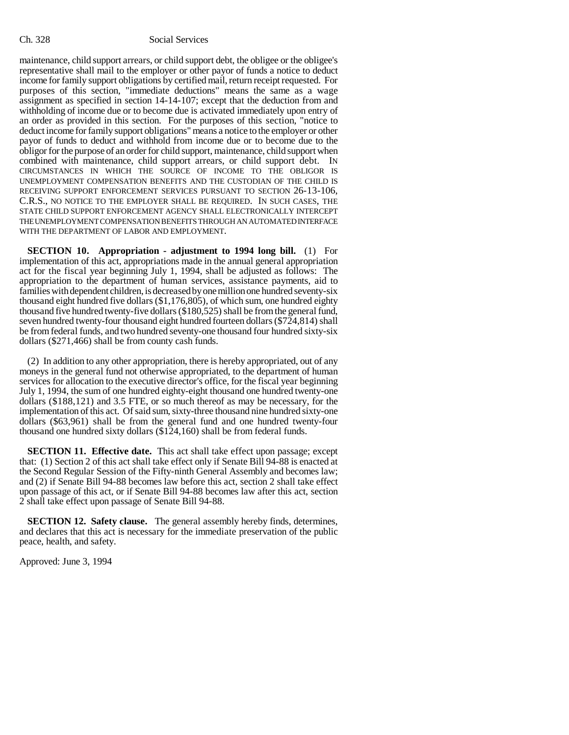maintenance, child support arrears, or child support debt, the obligee or the obligee's representative shall mail to the employer or other payor of funds a notice to deduct income for family support obligations by certified mail, return receipt requested. For purposes of this section, "immediate deductions" means the same as a wage assignment as specified in section 14-14-107; except that the deduction from and withholding of income due or to become due is activated immediately upon entry of an order as provided in this section. For the purposes of this section, "notice to deduct income for family support obligations" means a notice to the employer or other payor of funds to deduct and withhold from income due or to become due to the obligor for the purpose of an order for child support, maintenance, child support when combined with maintenance, child support arrears, or child support debt. IN CIRCUMSTANCES IN WHICH THE SOURCE OF INCOME TO THE OBLIGOR IS UNEMPLOYMENT COMPENSATION BENEFITS AND THE CUSTODIAN OF THE CHILD IS RECEIVING SUPPORT ENFORCEMENT SERVICES PURSUANT TO SECTION 26-13-106, C.R.S., NO NOTICE TO THE EMPLOYER SHALL BE REQUIRED. IN SUCH CASES, THE STATE CHILD SUPPORT ENFORCEMENT AGENCY SHALL ELECTRONICALLY INTERCEPT THE UNEMPLOYMENT COMPENSATION BENEFITS THROUGH AN AUTOMATED INTERFACE WITH THE DEPARTMENT OF LABOR AND EMPLOYMENT.

**SECTION 10. Appropriation - adjustment to 1994 long bill.** (1) For implementation of this act, appropriations made in the annual general appropriation act for the fiscal year beginning July 1, 1994, shall be adjusted as follows: The appropriation to the department of human services, assistance payments, aid to families with dependent children, is decreased by one million one hundred seventy-six thousand eight hundred five dollars ($1,176,805), of which sum, one hundred eighty thousand five hundred twenty-five dollars ($180,525) shall be from the general fund, seven hundred twenty-four thousand eight hundred fourteen dollars ($724,814) shall be from federal funds, and two hundred seventy-one thousand four hundred sixty-six dollars ($271,466) shall be from county cash funds.

(2) In addition to any other appropriation, there is hereby appropriated, out of any moneys in the general fund not otherwise appropriated, to the department of human services for allocation to the executive director's office, for the fiscal year beginning July 1, 1994, the sum of one hundred eighty-eight thousand one hundred twenty-one dollars ($188,121) and 3.5 FTE, or so much thereof as may be necessary, for the implementation of this act. Of said sum, sixty-three thousand nine hundred sixty-one dollars ($63,961) shall be from the general fund and one hundred twenty-four thousand one hundred sixty dollars ($124,160) shall be from federal funds.

**SECTION 11. Effective date.** This act shall take effect upon passage; except that: (1) Section 2 of this act shall take effect only if Senate Bill 94-88 is enacted at the Second Regular Session of the Fifty-ninth General Assembly and becomes law; and (2) if Senate Bill 94-88 becomes law before this act, section 2 shall take effect upon passage of this act, or if Senate Bill 94-88 becomes law after this act, section 2 shall take effect upon passage of Senate Bill 94-88.

**SECTION 12. Safety clause.** The general assembly hereby finds, determines, and declares that this act is necessary for the immediate preservation of the public peace, health, and safety.

Approved: June 3, 1994